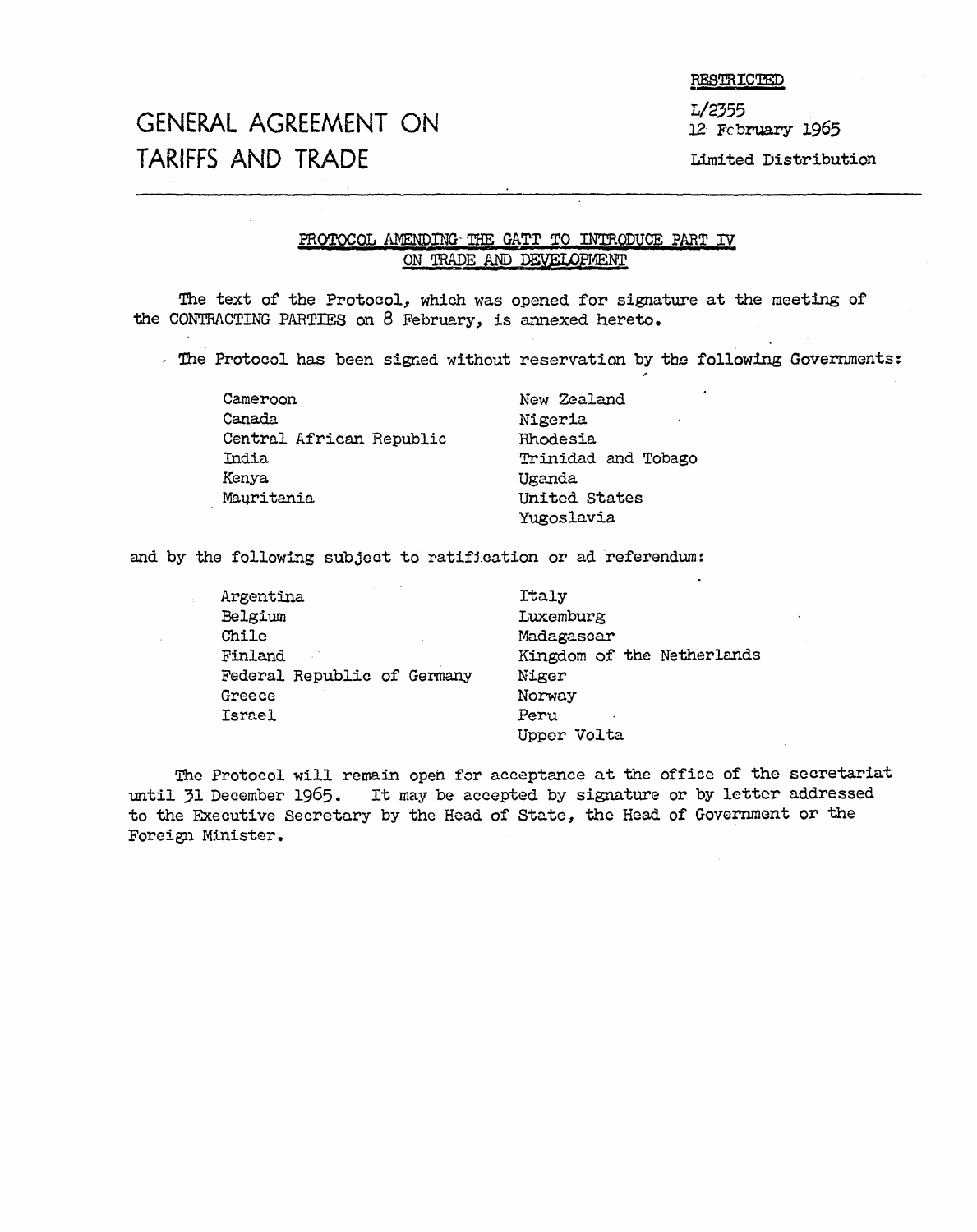RESTRICTED

L/2355
12 February 1965

Limited Distribution

# GENERAL AGREEMENT ON TARIFFS AND TRADE

## PROTOCOL AMENDING THE GATT TO INTRODUCE PART IV ON TRADE AND DEVELOPMENT

The text of the Protocol, which was opened for signature at the meeting of the CONTRACTING PARTIES on 8 February, is annexed hereto.

The Protocol has been signed without reservation by the following Governments:

| | |
|---|---|
| Cameroon | New Zealand |
| Canada | Nigeria |
| Central African Republic | Rhodesia |
| India | Trinidad and Tobago |
| Kenya | Uganda |
| Mauritania | United States |
| | Yugoslavia |

and by the following subject to ratification or ad referendum:

| | |
|---|---|
| Argentina | Italy |
| Belgium | Luxemburg |
| Chile | Madagascar |
| Finland | Kingdom of the Netherlands |
| Federal Republic of Germany | Niger |
| Greece | Norway |
| Israel | Peru |
| | Upper Volta |

The Protocol will remain open for acceptance at the office of the secretariat until 31 December 1965. It may be accepted by signature or by letter addressed to the Executive Secretary by the Head of State, the Head of Government or the Foreign Minister.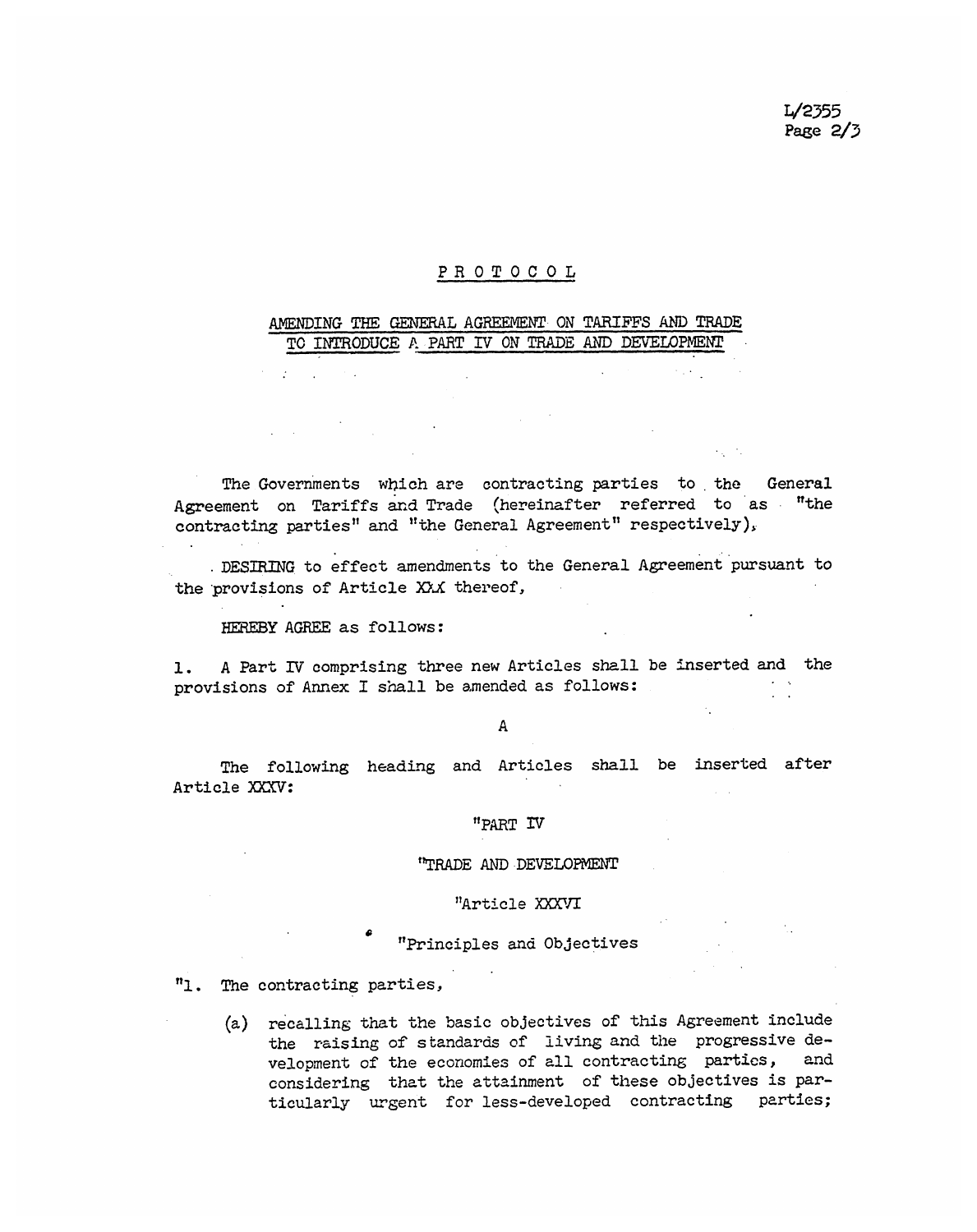# PROTOCOL

## AMENDING THE GENERAL AGREEMENT ON TARIFFS AND TRADE TO INTRODUCE A PART IV ON TRADE AND DEVELOPMENT

The Governments which are contracting parties to the General Agreement on Tariffs and Trade (hereinafter referred to as "the contracting parties" and "the General Agreement" respectively),

DESIRING to effect amendments to the General Agreement pursuant to the provisions of Article XXX thereof,

HEREBY AGREE as follows:

1. A Part IV comprising three new Articles shall be inserted and the provisions of Annex I shall be amended as follows:

A

The following heading and Articles shall be inserted after Article XXXV:

"PART IV

"TRADE AND DEVELOPMENT

"Article XXXVI

"Principles and Objectives

"1. The contracting parties,

(a) recalling that the basic objectives of this Agreement include the raising of standards of living and the progressive development of the economies of all contracting parties, and considering that the attainment of these objectives is particularly urgent for less-developed contracting parties;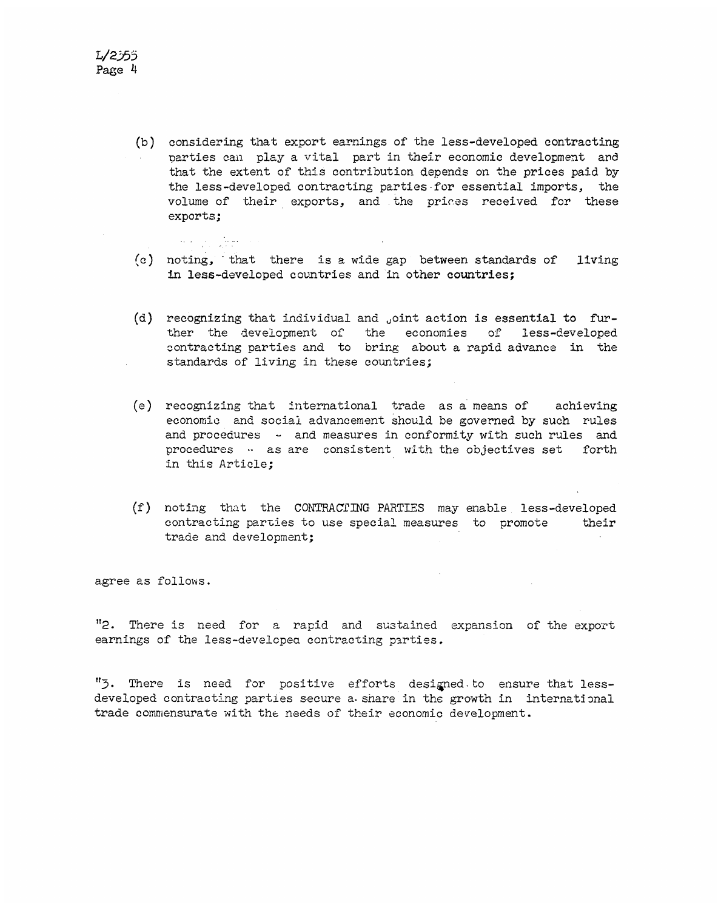(b) considering that export earnings of the less-developed contracting parties can play a vital part in their economic development and that the extent of this contribution depends on the prices paid by the less-developed contracting parties for essential imports, the volume of their exports, and the prices received for these exports;

(c) noting, that there is a wide gap between standards of living in less-developed countries and in other countries;

(d) recognizing that individual and joint action is essential to further the development of the economies of less-developed contracting parties and to bring about a rapid advance in the standards of living in these countries;

(e) recognizing that international trade as a means of achieving economic and social advancement should be governed by such rules and procedures - and measures in conformity with such rules and procedures - as are consistent with the objectives set forth in this Article;

(f) noting that the CONTRACTING PARTIES may enable less-developed contracting parties to use special measures to promote their trade and development;

agree as follows.

"2. There is need for a rapid and sustained expansion of the export earnings of the less-developed contracting parties.

"3. There is need for positive efforts designed to ensure that less-developed contracting parties secure a share in the growth in international trade commensurate with the needs of their economic development.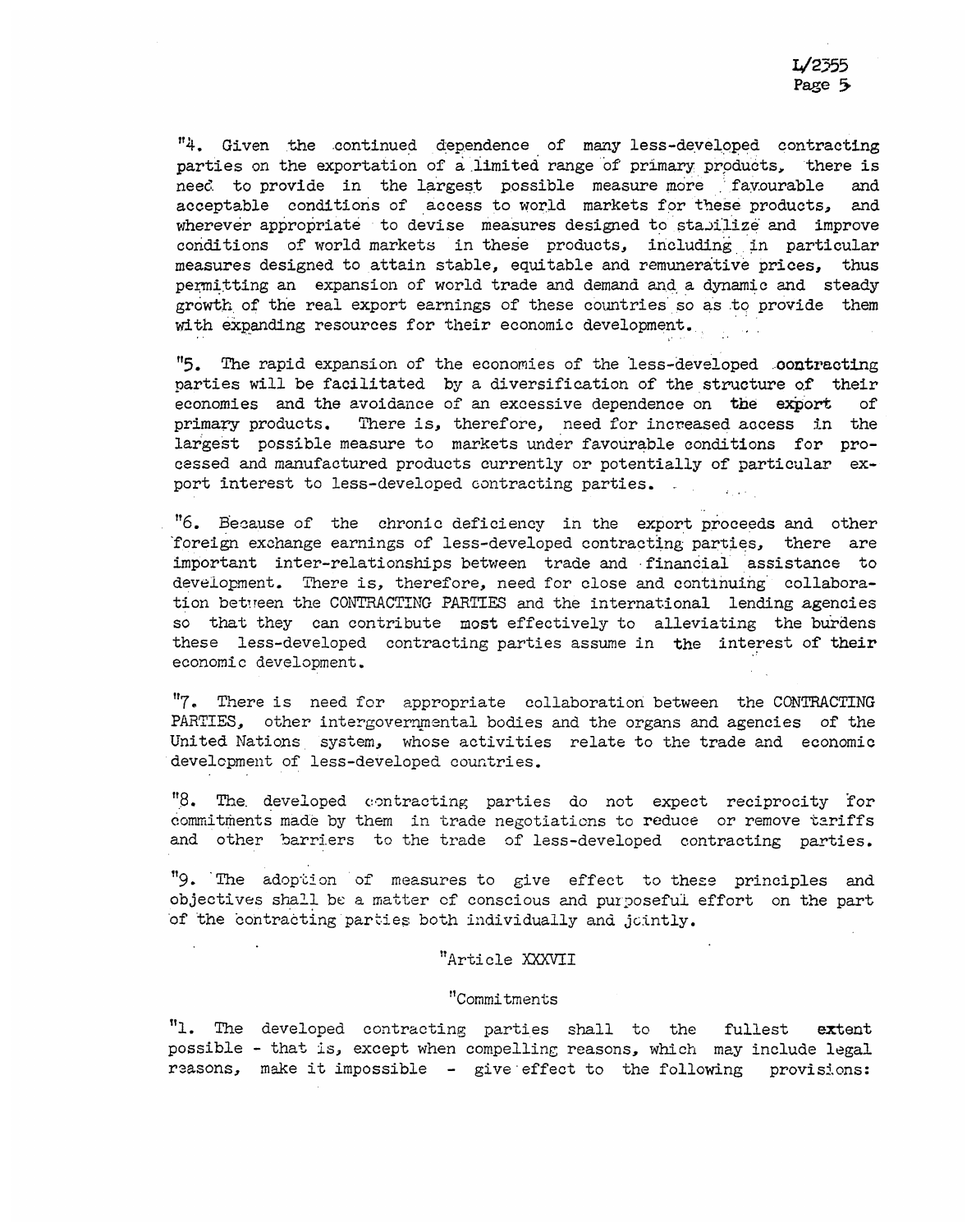"4. Given the continued dependence of many less-developed contracting parties on the exportation of a limited range of primary products, there is need to provide in the largest possible measure more favourable and acceptable conditions of access to world markets for these products, and wherever appropriate to devise measures designed to stabilize and improve conditions of world markets in these products, including in particular measures designed to attain stable, equitable and remunerative prices, thus permitting an expansion of world trade and demand and a dynamic and steady growth of the real export earnings of these countries so as to provide them with expanding resources for their economic development.

"5. The rapid expansion of the economies of the less-developed contracting parties will be facilitated by a diversification of the structure of their economies and the avoidance of an excessive dependence on the export of primary products. There is, therefore, need for increased access in the largest possible measure to markets under favourable conditions for processed and manufactured products currently or potentially of particular export interest to less-developed contracting parties.

"6. Because of the chronic deficiency in the export proceeds and other foreign exchange earnings of less-developed contracting parties, there are important inter-relationships between trade and financial assistance to development. There is, therefore, need for close and continuing collaboration between the CONTRACTING PARTIES and the international lending agencies so that they can contribute most effectively to alleviating the burdens these less-developed contracting parties assume in the interest of their economic development.

"7. There is need for appropriate collaboration between the CONTRACTING PARTIES, other intergovernmental bodies and the organs and agencies of the United Nations system, whose activities relate to the trade and economic development of less-developed countries.

"8. The developed contracting parties do not expect reciprocity for commitments made by them in trade negotiations to reduce or remove tariffs and other barriers to the trade of less-developed contracting parties.

"9. The adoption of measures to give effect to these principles and objectives shall be a matter of conscious and purposeful effort on the part of the contracting parties both individually and jointly.

"Article XXXVII

"Commitments

"1. The developed contracting parties shall to the fullest extent possible - that is, except when compelling reasons, which may include legal reasons, make it impossible - give effect to the following provisions: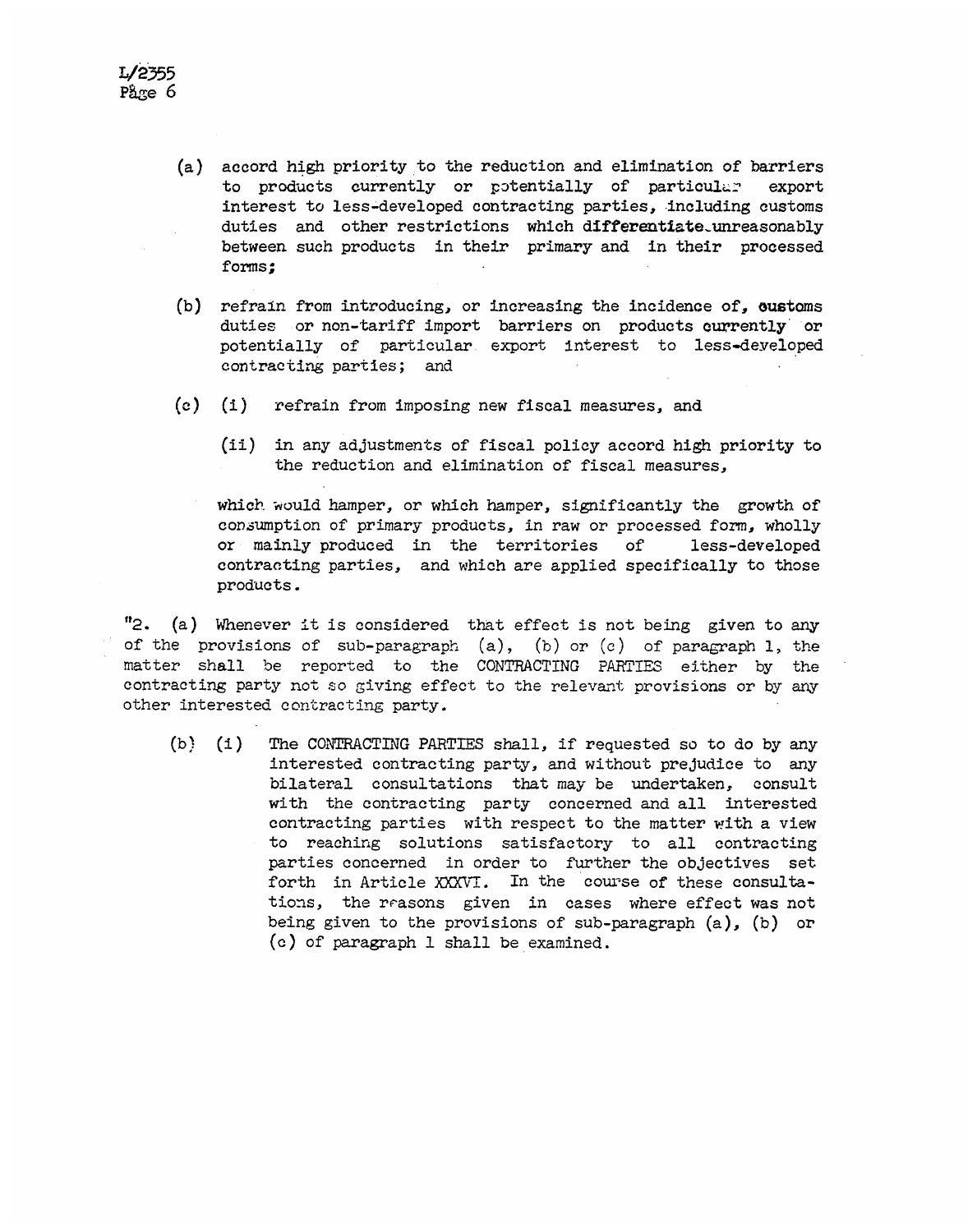(a) accord high priority to the reduction and elimination of barriers to products currently or potentially of particular export interest to less-developed contracting parties, including customs duties and other restrictions which differentiate unreasonably between such products in their primary and in their processed forms;

(b) refrain from introducing, or increasing the incidence of, customs duties or non-tariff import barriers on products currently or potentially of particular export interest to less-developed contracting parties; and

(c) (i) refrain from imposing new fiscal measures, and

(ii) in any adjustments of fiscal policy accord high priority to the reduction and elimination of fiscal measures,

which would hamper, or which hamper, significantly the growth of consumption of primary products, in raw or processed form, wholly or mainly produced in the territories of less-developed contracting parties, and which are applied specifically to those products.

"2. (a) Whenever it is considered that effect is not being given to any of the provisions of sub-paragraph (a), (b) or (c) of paragraph 1, the matter shall be reported to the CONTRACTING PARTIES either by the contracting party not so giving effect to the relevant provisions or by any other interested contracting party.

(b) (i) The CONTRACTING PARTIES shall, if requested so to do by any interested contracting party, and without prejudice to any bilateral consultations that may be undertaken, consult with the contracting party concerned and all interested contracting parties with respect to the matter with a view to reaching solutions satisfactory to all contracting parties concerned in order to further the objectives set forth in Article XXXVI. In the course of these consultations, the reasons given in cases where effect was not being given to the provisions of sub-paragraph (a), (b) or (c) of paragraph 1 shall be examined.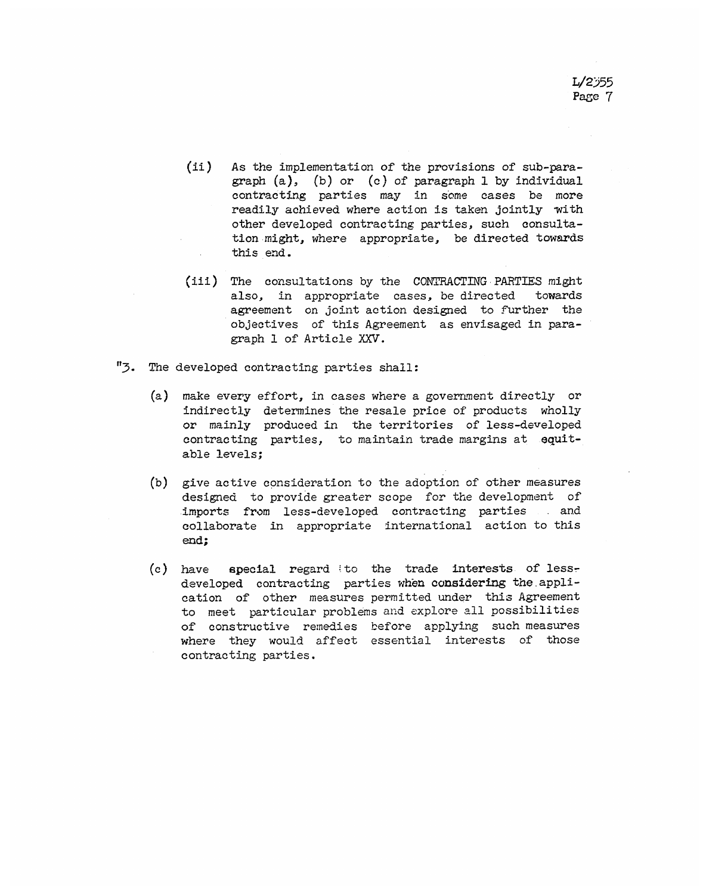(ii) As the implementation of the provisions of sub-paragraph (a), (b) or (c) of paragraph 1 by individual contracting parties may in some cases be more readily achieved where action is taken jointly with other developed contracting parties, such consultation might, where appropriate, be directed towards this end.

(iii) The consultations by the CONTRACTING PARTIES might also, in appropriate cases, be directed towards agreement on joint action designed to further the objectives of this Agreement as envisaged in paragraph 1 of Article XXV.

"3. The developed contracting parties shall:

(a) make every effort, in cases where a government directly or indirectly determines the resale price of products wholly or mainly produced in the territories of less-developed contracting parties, to maintain trade margins at equitable levels;

(b) give active consideration to the adoption of other measures designed to provide greater scope for the development of imports from less-developed contracting parties and collaborate in appropriate international action to this end;

(c) have special regard to the trade interests of less-developed contracting parties when considering the application of other measures permitted under this Agreement to meet particular problems and explore all possibilities of constructive remedies before applying such measures where they would affect essential interests of those contracting parties.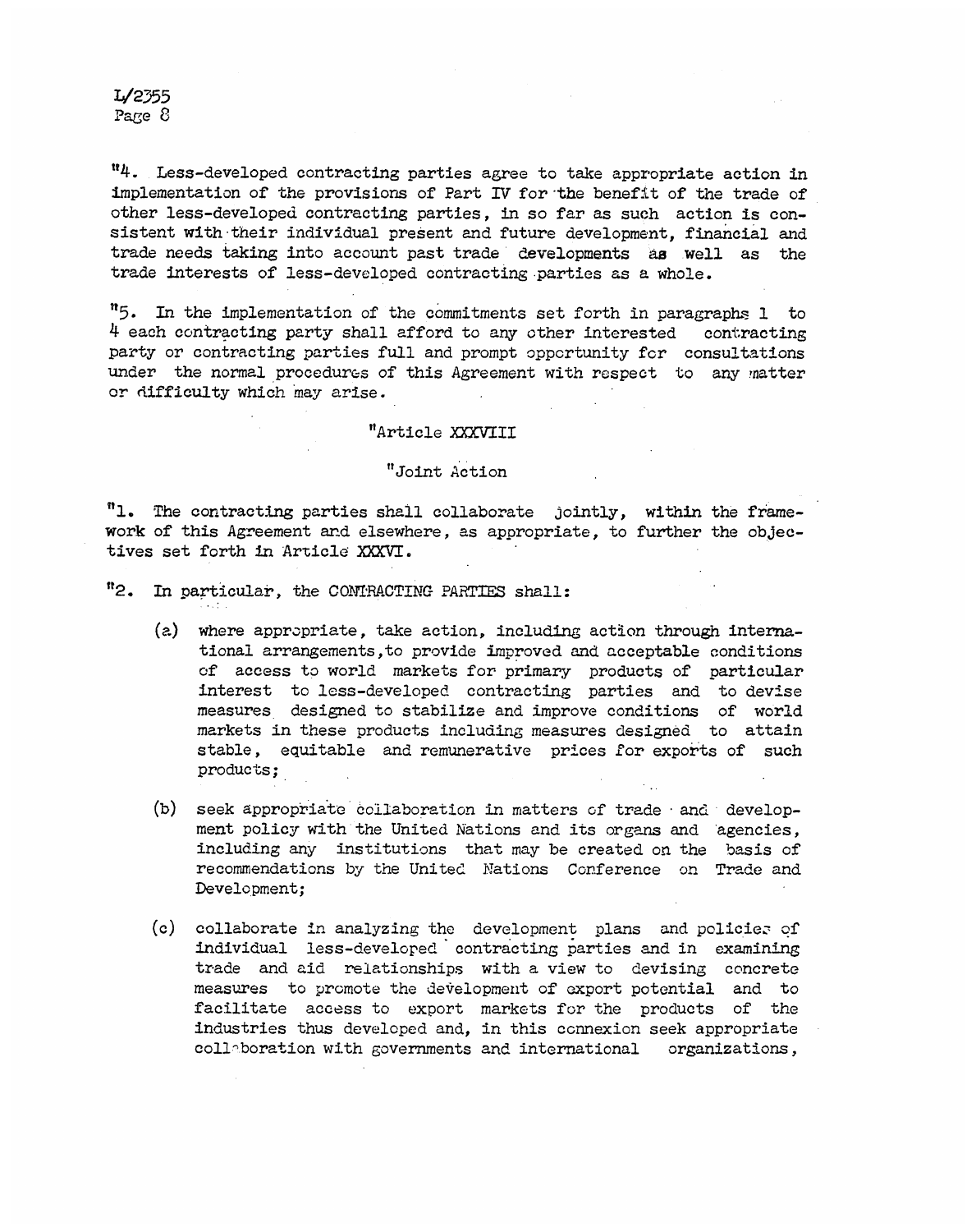"4. Less-developed contracting parties agree to take appropriate action in implementation of the provisions of Part IV for the benefit of the trade of other less-developed contracting parties, in so far as such action is consistent with their individual present and future development, financial and trade needs taking into account past trade developments as well as the trade interests of less-developed contracting parties as a whole.

"5. In the implementation of the commitments set forth in paragraphs 1 to 4 each contracting party shall afford to any other interested contracting party or contracting parties full and prompt opportunity for consultations under the normal procedures of this Agreement with respect to any matter or difficulty which may arise.

"Article XXXVIII

"Joint Action

"1. The contracting parties shall collaborate jointly, within the framework of this Agreement and elsewhere, as appropriate, to further the objectives set forth in Article XXXVI.

"2. In particular, the CONTRACTING PARTIES shall:

(a) where appropriate, take action, including action through international arrangements, to provide improved and acceptable conditions of access to world markets for primary products of particular interest to less-developed contracting parties and to devise measures designed to stabilize and improve conditions of world markets in these products including measures designed to attain stable, equitable and remunerative prices for exports of such products;

(b) seek appropriate collaboration in matters of trade and development policy with the United Nations and its organs and agencies, including any institutions that may be created on the basis of recommendations by the United Nations Conference on Trade and Development;

(c) collaborate in analyzing the development plans and policies of individual less-developed contracting parties and in examining trade and aid relationships with a view to devising concrete measures to promote the development of export potential and to facilitate access to export markets for the products of the industries thus developed and, in this connexion seek appropriate collaboration with governments and international organizations,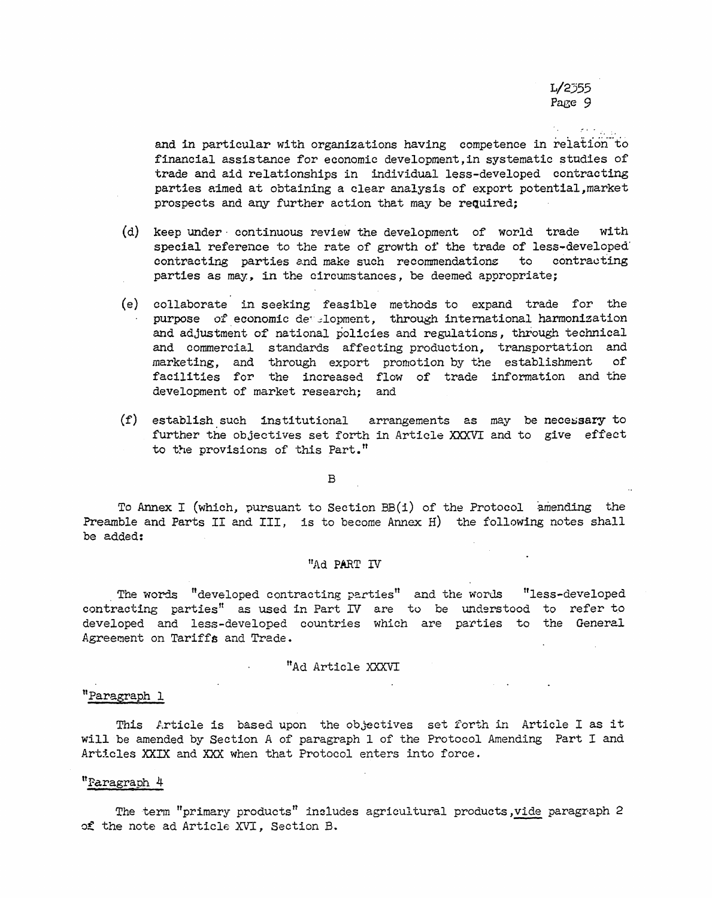and in particular with organizations having competence in relation to financial assistance for economic development, in systematic studies of trade and aid relationships in individual less-developed contracting parties aimed at obtaining a clear analysis of export potential, market prospects and any further action that may be required;

(d) keep under continuous review the development of world trade with special reference to the rate of growth of the trade of less-developed contracting parties and make such recommendations to contracting parties as may, in the circumstances, be deemed appropriate;

(e) collaborate in seeking feasible methods to expand trade for the purpose of economic development, through international harmonization and adjustment of national policies and regulations, through technical and commercial standards affecting production, transportation and marketing, and through export promotion by the establishment of facilities for the increased flow of trade information and the development of market research; and

(f) establish such institutional arrangements as may be necessary to further the objectives set forth in Article XXXVI and to give effect to the provisions of this Part."

B

To Annex I (which, pursuant to Section BB(i) of the Protocol amending the Preamble and Parts II and III, is to become Annex H) the following notes shall be added:

"Ad PART IV

The words "developed contracting parties" and the words "less-developed contracting parties" as used in Part IV are to be understood to refer to developed and less-developed countries which are parties to the General Agreement on Tariffs and Trade.

"Ad Article XXXVI

"Paragraph 1

This Article is based upon the objectives set forth in Article I as it will be amended by Section A of paragraph 1 of the Protocol Amending Part I and Articles XXIX and XXX when that Protocol enters into force.

"Paragraph 4

The term "primary products" includes agricultural products, *vide* paragraph 2 of the note ad Article XVI, Section B.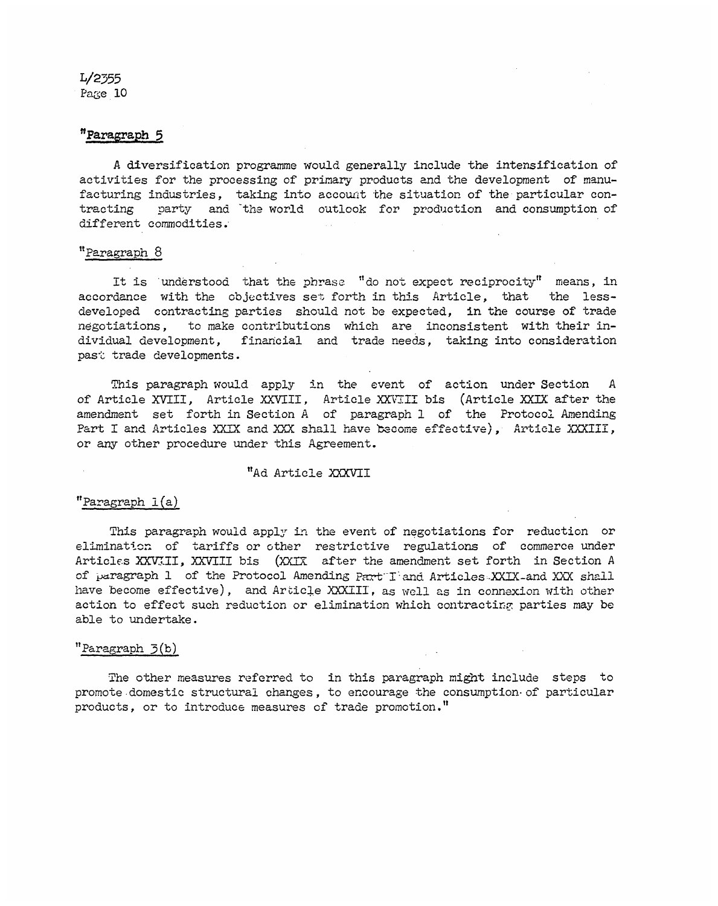"Paragraph 5

A diversification programme would generally include the intensification of activities for the processing of primary products and the development of manufacturing industries, taking into account the situation of the particular contracting party and the world outlook for production and consumption of different commodities.

"Paragraph 8

It is understood that the phrase "do not expect reciprocity" means, in accordance with the objectives set forth in this Article, that the less-developed contracting parties should not be expected, in the course of trade negotiations, to make contributions which are inconsistent with their individual development, financial and trade needs, taking into consideration past trade developments.

This paragraph would apply in the event of action under Section A of Article XVIII, Article XXVIII, Article XXVIII bis (Article XXIX after the amendment set forth in Section A of paragraph 1 of the Protocol Amending Part I and Articles XXIX and XXX shall have become effective), Article XXXIII, or any other procedure under this Agreement.

"Ad Article XXXVII

"Paragraph 1(a)

This paragraph would apply in the event of negotiations for reduction or elimination of tariffs or other restrictive regulations of commerce under Articles XXVIII, XXVIII bis (XXIX after the amendment set forth in Section A of paragraph 1 of the Protocol Amending Part I and Articles XXIX and XXX shall have become effective), and Article XXXIII, as well as in connexion with other action to effect such reduction or elimination which contracting parties may be able to undertake.

"Paragraph 3(b)

The other measures referred to in this paragraph might include steps to promote domestic structural changes, to encourage the consumption of particular products, or to introduce measures of trade promotion."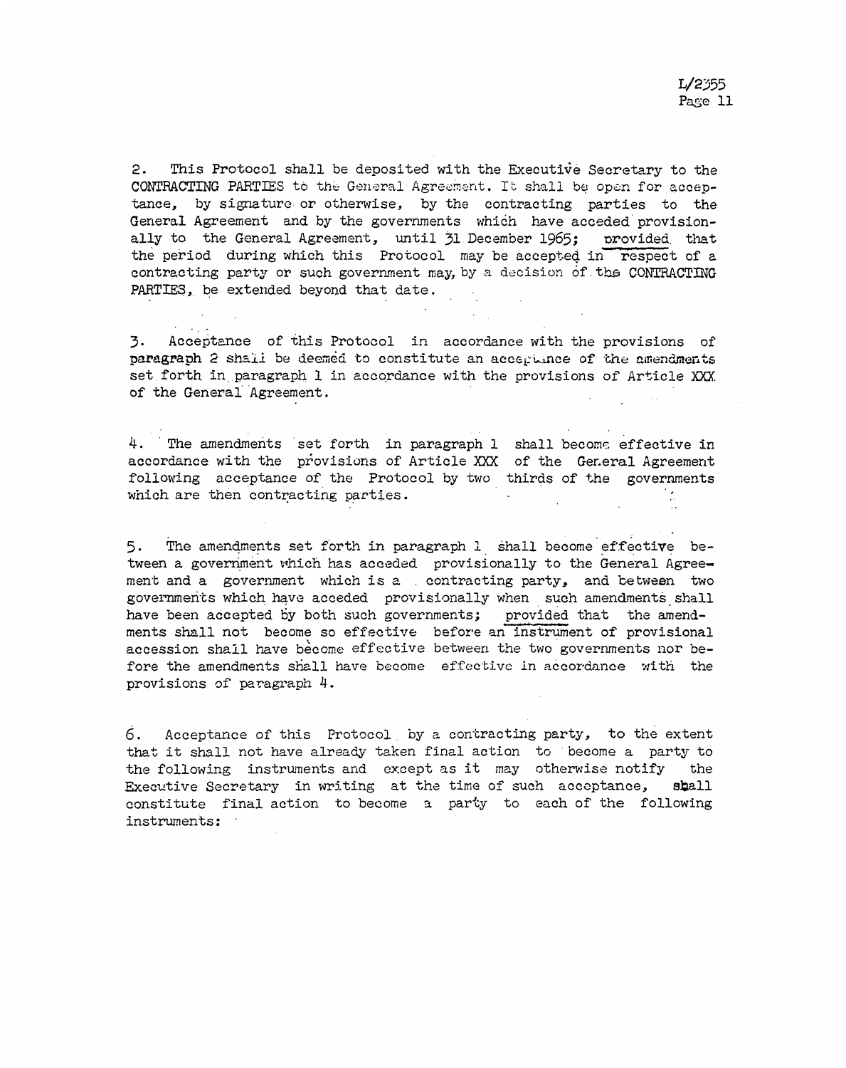2. This Protocol shall be deposited with the Executive Secretary to the CONTRACTING PARTIES to the General Agreement. It shall be open for acceptance, by signature or otherwise, by the contracting parties to the General Agreement and by the governments which have acceded provisionally to the General Agreement, until 31 December 1965; provided that the period during which this Protocol may be accepted in respect of a contracting party or such government may, by a decision of the CONTRACTING PARTIES, be extended beyond that date.

3. Acceptance of this Protocol in accordance with the provisions of paragraph 2 shall be deemed to constitute an acceptance of the amendments set forth in paragraph 1 in accordance with the provisions of Article XXX of the General Agreement.

4. The amendments set forth in paragraph 1 shall become effective in accordance with the provisions of Article XXX of the General Agreement following acceptance of the Protocol by two thirds of the governments which are then contracting parties.

5. The amendments set forth in paragraph 1 shall become effective between a government which has acceded provisionally to the General Agreement and a government which is a contracting party, and between two governments which have acceded provisionally when such amendments shall have been accepted by both such governments; provided that the amendments shall not become so effective before an instrument of provisional accession shall have become effective between the two governments nor before the amendments shall have become effective in accordance with the provisions of paragraph 4.

6. Acceptance of this Protocol by a contracting party, to the extent that it shall not have already taken final action to become a party to the following instruments and except as it may otherwise notify the Executive Secretary in writing at the time of such acceptance, shall constitute final action to become a party to each of the following instruments: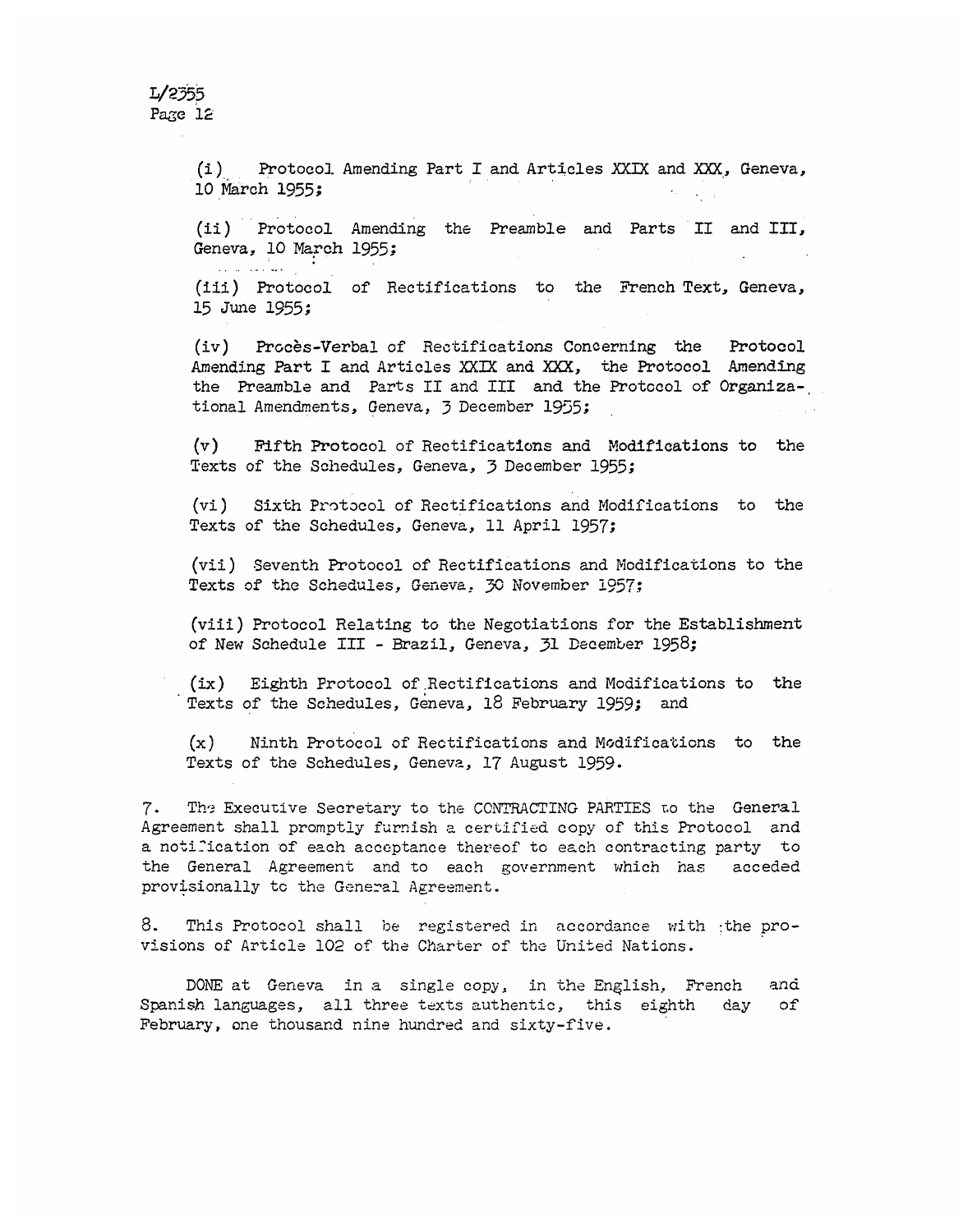(i) Protocol Amending Part I and Articles XXIX and XXX, Geneva, 10 March 1955;

(ii) Protocol Amending the Preamble and Parts II and III, Geneva, 10 March 1955;

(iii) Protocol of Rectifications to the French Text, Geneva, 15 June 1955;

(iv) Procès-Verbal of Rectifications Concerning the Protocol Amending Part I and Articles XXIX and XXX, the Protocol Amending the Preamble and Parts II and III and the Protocol of Organizational Amendments, Geneva, 3 December 1955;

(v) Fifth Protocol of Rectifications and Modifications to the Texts of the Schedules, Geneva, 3 December 1955;

(vi) Sixth Protocol of Rectifications and Modifications to the Texts of the Schedules, Geneva, 11 April 1957;

(vii) Seventh Protocol of Rectifications and Modifications to the Texts of the Schedules, Geneva, 30 November 1957;

(viii) Protocol Relating to the Negotiations for the Establishment of New Schedule III - Brazil, Geneva, 31 December 1958;

(ix) Eighth Protocol of Rectifications and Modifications to the Texts of the Schedules, Geneva, 18 February 1959; and

(x) Ninth Protocol of Rectifications and Modifications to the Texts of the Schedules, Geneva, 17 August 1959.

7. The Executive Secretary to the CONTRACTING PARTIES to the General Agreement shall promptly furnish a certified copy of this Protocol and a notification of each acceptance thereof to each contracting party to the General Agreement and to each government which has acceded provisionally to the General Agreement.

8. This Protocol shall be registered in accordance with the provisions of Article 102 of the Charter of the United Nations.

DONE at Geneva in a single copy, in the English, French and Spanish languages, all three texts authentic, this eighth day of February, one thousand nine hundred and sixty-five.